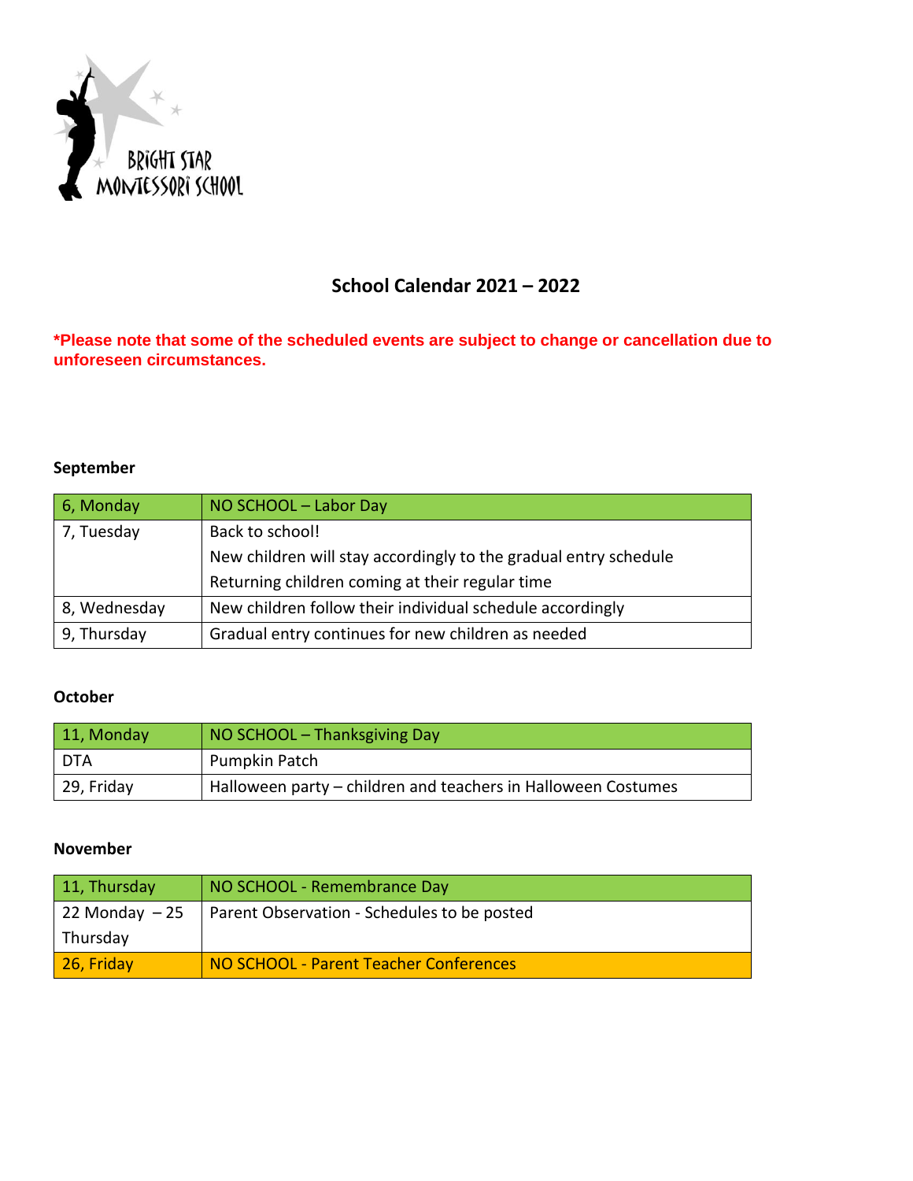BRIGHT STAR MONTESSORI SCHOOL

## School Calendar 2021 – 2022

***Please note that some of the scheduled events are subject to change or cancellation due to unforeseen circumstances.**

### September

| | |
|---|---|
| 6, Monday | NO SCHOOL – Labor Day |
| 7, Tuesday | Back to school!<br>New children will stay accordingly to the gradual entry schedule<br>Returning children coming at their regular time |
| 8, Wednesday | New children follow their individual schedule accordingly |
| 9, Thursday | Gradual entry continues for new children as needed |

### October

| | |
|---|---|
| 11, Monday | NO SCHOOL – Thanksgiving Day |
| DTA | Pumpkin Patch |
| 29, Friday | Halloween party – children and teachers in Halloween Costumes |

### November

| | |
|---|---|
| 11, Thursday | NO SCHOOL - Remembrance Day |
| 22 Monday – 25 Thursday | Parent Observation - Schedules to be posted |
| 26, Friday | NO SCHOOL - Parent Teacher Conferences |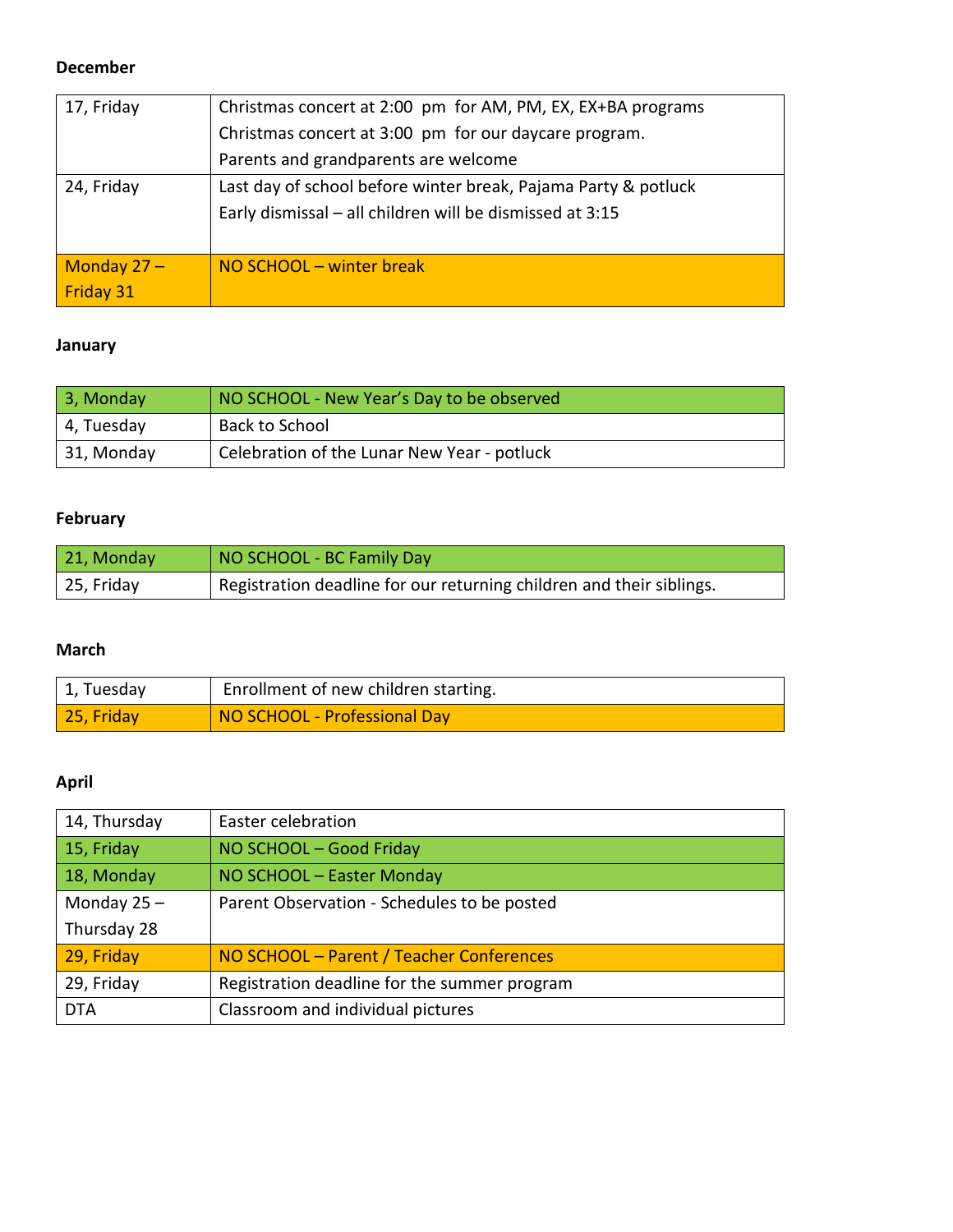**December**

| | |
|---|---|
| 17, Friday | Christmas concert at 2:00 pm for AM, PM, EX, EX+BA programs<br>Christmas concert at 3:00 pm for our daycare program.<br>Parents and grandparents are welcome |
| 24, Friday | Last day of school before winter break, Pajama Party & potluck<br>Early dismissal – all children will be dismissed at 3:15 |
| Monday 27 – Friday 31 | NO SCHOOL – winter break |

**January**

| | |
|---|---|
| 3, Monday | NO SCHOOL - New Year's Day to be observed |
| 4, Tuesday | Back to School |
| 31, Monday | Celebration of the Lunar New Year - potluck |

**February**

| | |
|---|---|
| 21, Monday | NO SCHOOL - BC Family Day |
| 25, Friday | Registration deadline for our returning children and their siblings. |

**March**

| | |
|---|---|
| 1, Tuesday | Enrollment of new children starting. |
| 25, Friday | NO SCHOOL - Professional Day |

**April**

| | |
|---|---|
| 14, Thursday | Easter celebration |
| 15, Friday | NO SCHOOL – Good Friday |
| 18, Monday | NO SCHOOL – Easter Monday |
| Monday 25 – Thursday 28 | Parent Observation - Schedules to be posted |
| 29, Friday | NO SCHOOL – Parent / Teacher Conferences |
| 29, Friday | Registration deadline for the summer program |
| DTA | Classroom and individual pictures |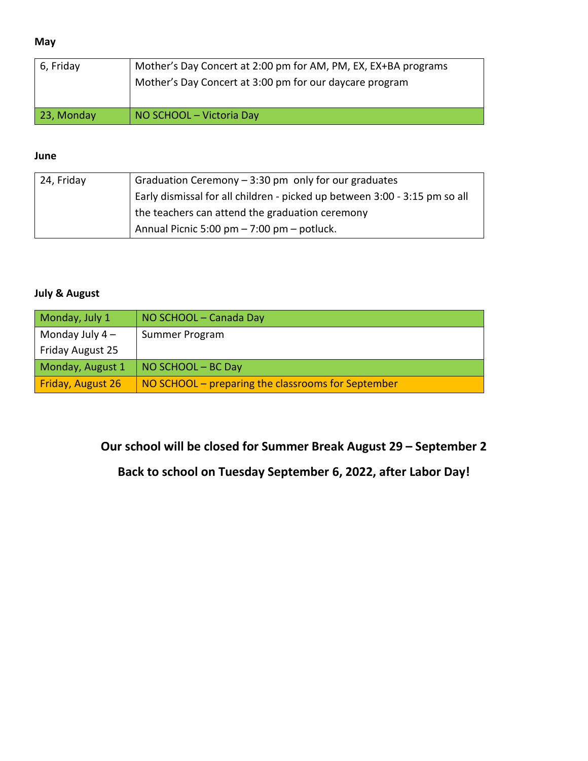**May**

| | |
|---|---|
| 6, Friday | Mother's Day Concert at 2:00 pm for AM, PM, EX, EX+BA programs<br>Mother's Day Concert at 3:00 pm for our daycare program |
| 23, Monday | NO SCHOOL – Victoria Day |

**June**

| | |
|---|---|
| 24, Friday | Graduation Ceremony – 3:30 pm only for our graduates<br>Early dismissal for all children - picked up between 3:00 - 3:15 pm so all the teachers can attend the graduation ceremony<br>Annual Picnic 5:00 pm – 7:00 pm – potluck. |

**July & August**

| | |
|---|---|
| Monday, July 1 | NO SCHOOL – Canada Day |
| Monday July 4 – Friday August 25 | Summer Program |
| Monday, August 1 | NO SCHOOL – BC Day |
| Friday, August 26 | NO SCHOOL – preparing the classrooms for September |

**Our school will be closed for Summer Break August 29 – September 2**

**Back to school on Tuesday September 6, 2022, after Labor Day!**